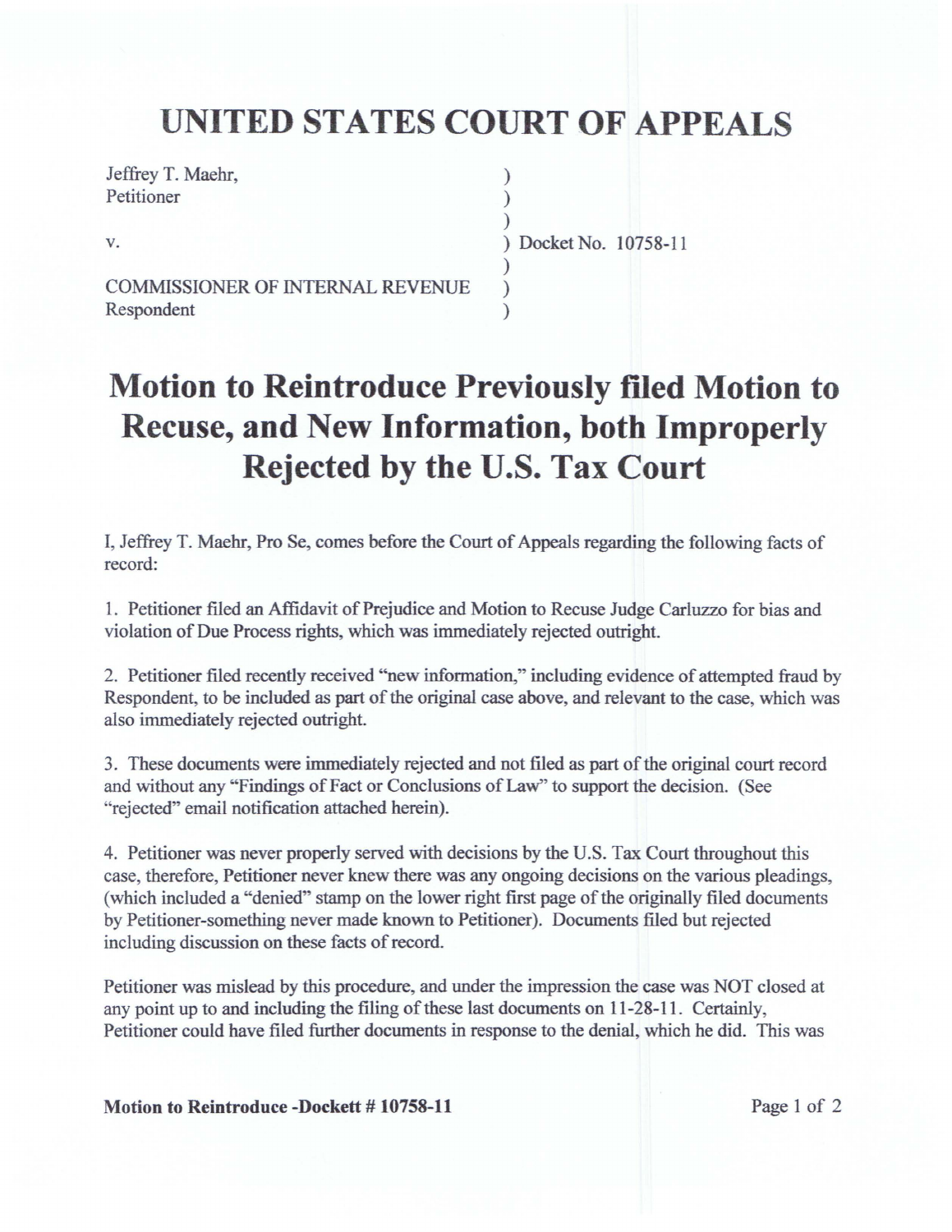# UNITED STATES COURT OF APPEALS

Jeffrey T. Maehr,
Petitioner

v. ) Docket No. 10758-11

COMMISSIONER OF INTERNAL REVENUE
Respondent

# Motion to Reintroduce Previously filed Motion to Recuse, and New Information, both Improperly Rejected by the U.S. Tax Court

I, Jeffrey T. Maehr, Pro Se, comes before the Court of Appeals regarding the following facts of record:

1. Petitioner filed an Affidavit of Prejudice and Motion to Recuse Judge Carluzzo for bias and violation of Due Process rights, which was immediately rejected outright.

2. Petitioner filed recently received "new information," including evidence of attempted fraud by Respondent, to be included as part of the original case above, and relevant to the case, which was also immediately rejected outright.

3. These documents were immediately rejected and not filed as part of the original court record and without any "Findings of Fact or Conclusions of Law" to support the decision. (See "rejected" email notification attached herein).

4. Petitioner was never properly served with decisions by the U.S. Tax Court throughout this case, therefore, Petitioner never knew there was any ongoing decisions on the various pleadings, (which included a "denied" stamp on the lower right first page of the originally filed documents by Petitioner-something never made known to Petitioner). Documents filed but rejected including discussion on these facts of record.

Petitioner was mislead by this procedure, and under the impression the case was NOT closed at any point up to and including the filing of these last documents on 11-28-11. Certainly, Petitioner could have filed further documents in response to the denial, which he did. This was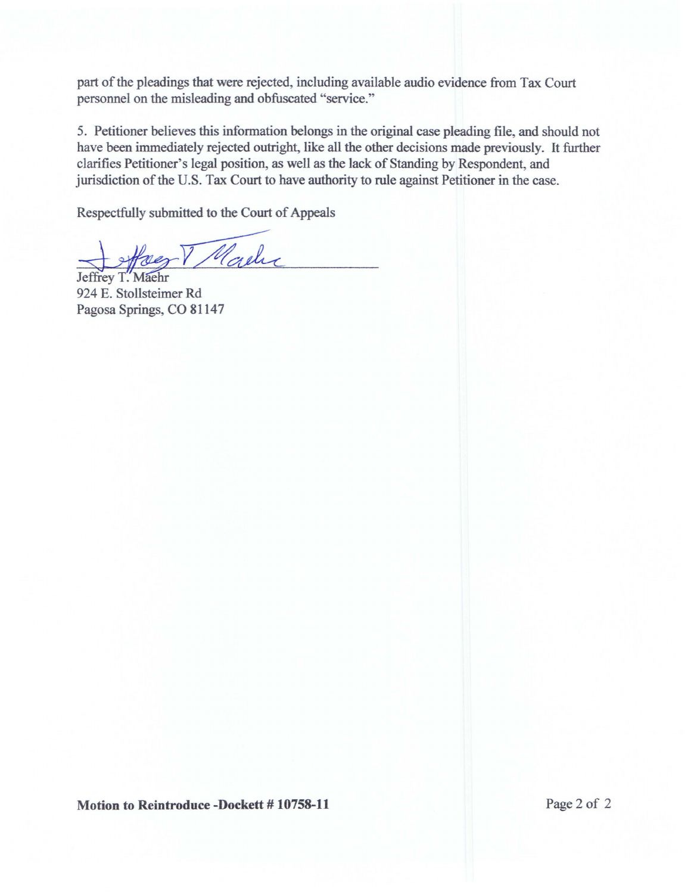part of the pleadings that were rejected, including available audio evidence from Tax Court personnel on the misleading and obfuscated "service."

5. Petitioner believes this information belongs in the original case pleading file, and should not have been immediately rejected outright, like all the other decisions made previously. It further clarifies Petitioner's legal position, as well as the lack of Standing by Respondent, and jurisdiction of the U.S. Tax Court to have authority to rule against Petitioner in the case.

Respectfully submitted to the Court of Appeals

Jeffrey T. Maehr
924 E. Stollsteimer Rd
Pagosa Springs, CO 81147

**Motion to Reintroduce -Dockett # 10758-11**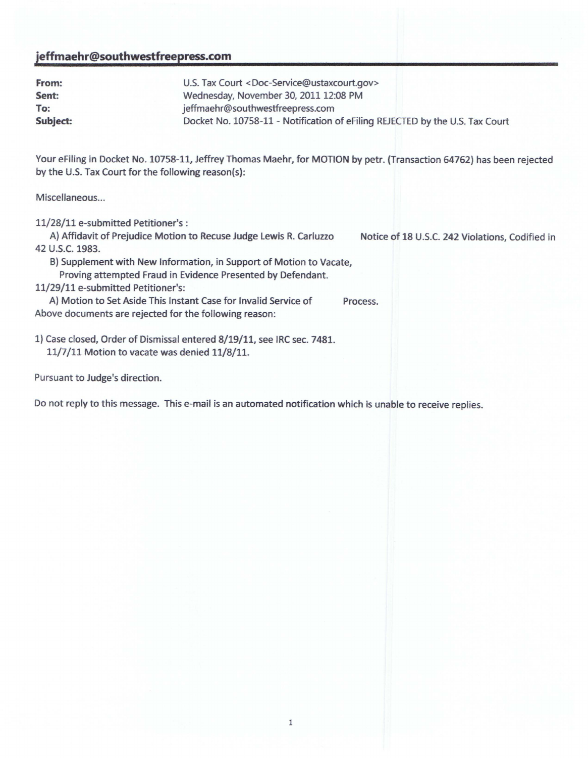**jeffmaehr@southwestfreepress.com**

| | |
|---|---|
| **From:** | U.S. Tax Court <Doc-Service@ustaxcourt.gov> |
| **Sent:** | Wednesday, November 30, 2011 12:08 PM |
| **To:** | jeffmaehr@southwestfreepress.com |
| **Subject:** | Docket No. 10758-11 - Notification of eFiling REJECTED by the U.S. Tax Court |

Your eFiling in Docket No. 10758-11, Jeffrey Thomas Maehr, for MOTION by petr. (Transaction 64762) has been rejected by the U.S. Tax Court for the following reason(s):

Miscellaneous...

11/28/11 e-submitted Petitioner's :
A) Affidavit of Prejudice Motion to Recuse Judge Lewis R. Carluzzo Notice of 18 U.S.C. 242 Violations, Codified in 42 U.S.C. 1983.
B) Supplement with New Information, in Support of Motion to Vacate, Proving attempted Fraud in Evidence Presented by Defendant.

11/29/11 e-submitted Petitioner's:
A) Motion to Set Aside This Instant Case for Invalid Service of Process.

Above documents are rejected for the following reason:

1) Case closed, Order of Dismissal entered 8/19/11, see IRC sec. 7481.
11/7/11 Motion to vacate was denied 11/8/11.

Pursuant to Judge's direction.

Do not reply to this message. This e-mail is an automated notification which is unable to receive replies.